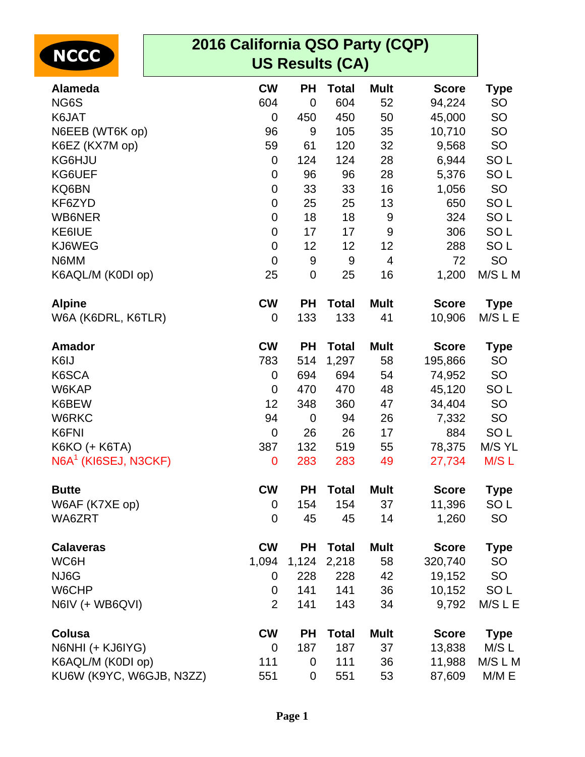NCCC

# 2016 California QSO Party (CQP)
## US Results (CA)

| Alameda | CW | PH | Total | Mult | Score | Type |
|---|---|---|---|---|---|---|
| NG6S | 604 | 0 | 604 | 52 | 94,224 | SO |
| K6JAT | 0 | 450 | 450 | 50 | 45,000 | SO |
| N6EEB (WT6K op) | 96 | 9 | 105 | 35 | 10,710 | SO |
| K6EZ (KX7M op) | 59 | 61 | 120 | 32 | 9,568 | SO |
| KG6HJU | 0 | 124 | 124 | 28 | 6,944 | SO L |
| KG6UEF | 0 | 96 | 96 | 28 | 5,376 | SO L |
| KQ6BN | 0 | 33 | 33 | 16 | 1,056 | SO |
| KF6ZYD | 0 | 25 | 25 | 13 | 650 | SO L |
| WB6NER | 0 | 18 | 18 | 9 | 324 | SO L |
| KE6IUE | 0 | 17 | 17 | 9 | 306 | SO L |
| KJ6WEG | 0 | 12 | 12 | 12 | 288 | SO L |
| N6MM | 0 | 9 | 9 | 4 | 72 | SO |
| K6AQL/M (K0DI op) | 25 | 0 | 25 | 16 | 1,200 | M/S L M |

| Alpine | CW | PH | Total | Mult | Score | Type |
|---|---|---|---|---|---|---|
| W6A (K6DRL, K6TLR) | 0 | 133 | 133 | 41 | 10,906 | M/S L E |

| Amador | CW | PH | Total | Mult | Score | Type |
|---|---|---|---|---|---|---|
| K6IJ | 783 | 514 | 1,297 | 58 | 195,866 | SO |
| K6SCA | 0 | 694 | 694 | 54 | 74,952 | SO |
| W6KAP | 0 | 470 | 470 | 48 | 45,120 | SO L |
| K6BEW | 12 | 348 | 360 | 47 | 34,404 | SO |
| W6RKC | 94 | 0 | 94 | 26 | 7,332 | SO |
| K6FNI | 0 | 26 | 26 | 17 | 884 | SO L |
| K6KO (+ K6TA) | 387 | 132 | 519 | 55 | 78,375 | M/S YL |
| N6A[1] (KI6SEJ, N3CKF) | 0 | 283 | 283 | 49 | 27,734 | M/S L |

| Butte | CW | PH | Total | Mult | Score | Type |
|---|---|---|---|---|---|---|
| W6AF (K7XE op) | 0 | 154 | 154 | 37 | 11,396 | SO L |
| WA6ZRT | 0 | 45 | 45 | 14 | 1,260 | SO |

| Calaveras | CW | PH | Total | Mult | Score | Type |
|---|---|---|---|---|---|---|
| WC6H | 1,094 | 1,124 | 2,218 | 58 | 320,740 | SO |
| NJ6G | 0 | 228 | 228 | 42 | 19,152 | SO |
| W6CHP | 0 | 141 | 141 | 36 | 10,152 | SO L |
| N6IV (+ WB6QVI) | 2 | 141 | 143 | 34 | 9,792 | M/S L E |

| Colusa | CW | PH | Total | Mult | Score | Type |
|---|---|---|---|---|---|---|
| N6NHI (+ KJ6IYG) | 0 | 187 | 187 | 37 | 13,838 | M/S L |
| K6AQL/M (K0DI op) | 111 | 0 | 111 | 36 | 11,988 | M/S L M |
| KU6W (K9YC, W6GJB, N3ZZ) | 551 | 0 | 551 | 53 | 87,609 | M/M E |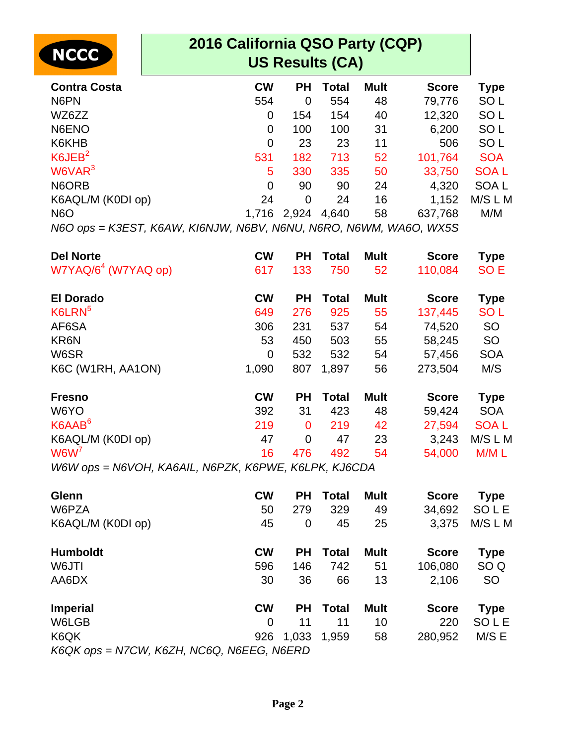# 2016 California QSO Party (CQP)
## US Results (CA)

| Contra Costa | CW | PH | Total | Mult | Score | Type |
|---|---|---|---|---|---|---|
| N6PN | 554 | 0 | 554 | 48 | 79,776 | SO L |
| WZ6ZZ | 0 | 154 | 154 | 40 | 12,320 | SO L |
| N6ENO | 0 | 100 | 100 | 31 | 6,200 | SO L |
| K6KHB | 0 | 23 | 23 | 11 | 506 | SO L |
| K6JEB[2] | 531 | 182 | 713 | 52 | 101,764 | SOA |
| W6VAR[3] | 5 | 330 | 335 | 50 | 33,750 | SOA L |
| N6ORB | 0 | 90 | 90 | 24 | 4,320 | SOA L |
| K6AQL/M (K0DI op) | 24 | 0 | 24 | 16 | 1,152 | M/S L M |
| N6O | 1,716 | 2,924 | 4,640 | 58 | 637,768 | M/M |

*N6O ops = K3EST, K6AW, KI6NJW, N6BV, N6NU, N6RO, N6WM, WA6O, WX5S*

| Del Norte | CW | PH | Total | Mult | Score | Type |
|---|---|---|---|---|---|---|
| W7YAQ/6[4] (W7YAQ op) | 617 | 133 | 750 | 52 | 110,084 | SO E |

| El Dorado | CW | PH | Total | Mult | Score | Type |
|---|---|---|---|---|---|---|
| K6LRN[5] | 649 | 276 | 925 | 55 | 137,445 | SO L |
| AF6SA | 306 | 231 | 537 | 54 | 74,520 | SO |
| KR6N | 53 | 450 | 503 | 55 | 58,245 | SO |
| W6SR | 0 | 532 | 532 | 54 | 57,456 | SOA |
| K6C (W1RH, AA1ON) | 1,090 | 807 | 1,897 | 56 | 273,504 | M/S |

| Fresno | CW | PH | Total | Mult | Score | Type |
|---|---|---|---|---|---|---|
| W6YO | 392 | 31 | 423 | 48 | 59,424 | SOA |
| K6AAB[6] | 219 | 0 | 219 | 42 | 27,594 | SOA L |
| K6AQL/M (K0DI op) | 47 | 0 | 47 | 23 | 3,243 | M/S L M |
| W6W[7] | 16 | 476 | 492 | 54 | 54,000 | M/M L |

*W6W ops = N6VOH, KA6AIL, N6PZK, K6PWE, K6LPK, KJ6CDA*

| Glenn | CW | PH | Total | Mult | Score | Type |
|---|---|---|---|---|---|---|
| W6PZA | 50 | 279 | 329 | 49 | 34,692 | SO L E |
| K6AQL/M (K0DI op) | 45 | 0 | 45 | 25 | 3,375 | M/S L M |

| Humboldt | CW | PH | Total | Mult | Score | Type |
|---|---|---|---|---|---|---|
| W6JTI | 596 | 146 | 742 | 51 | 106,080 | SO Q |
| AA6DX | 30 | 36 | 66 | 13 | 2,106 | SO |

| Imperial | CW | PH | Total | Mult | Score | Type |
|---|---|---|---|---|---|---|
| W6LGB | 0 | 11 | 11 | 10 | 220 | SO L E |
| K6QK | 926 | 1,033 | 1,959 | 58 | 280,952 | M/S E |

*K6QK ops = N7CW, K6ZH, NC6Q, N6EEG, N6ERD*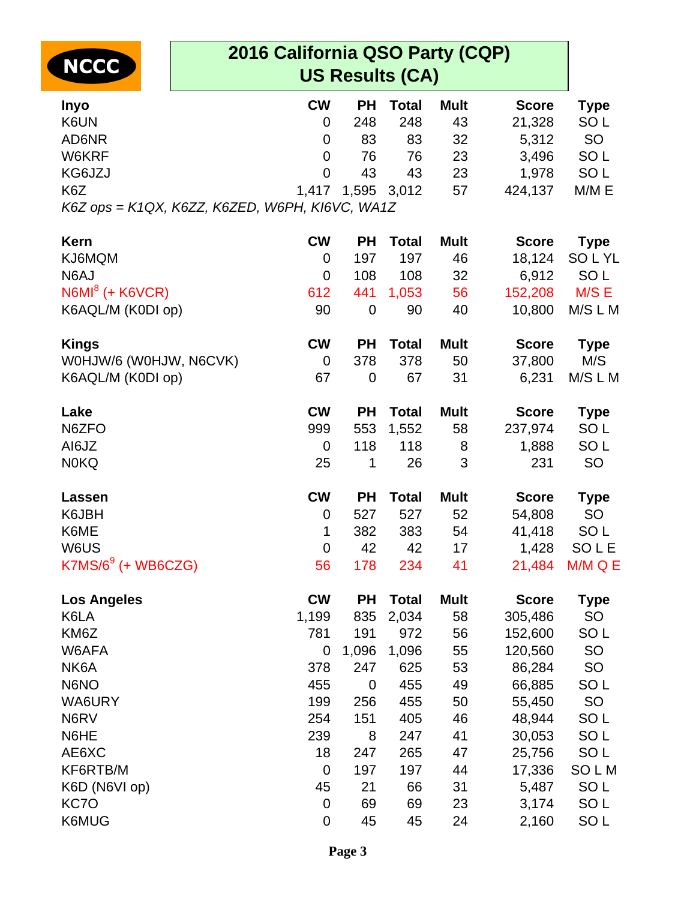# 2016 California QSO Party (CQP)
## US Results (CA)

| Inyo | CW | PH | Total | Mult | Score | Type |
|---|---|---|---|---|---|---|
| K6UN | 0 | 248 | 248 | 43 | 21,328 | SO L |
| AD6NR | 0 | 83 | 83 | 32 | 5,312 | SO |
| W6KRF | 0 | 76 | 76 | 23 | 3,496 | SO L |
| KG6JZJ | 0 | 43 | 43 | 23 | 1,978 | SO L |
| K6Z | 1,417 | 1,595 | 3,012 | 57 | 424,137 | M/M E |

*K6Z ops = K1QX, K6ZZ, K6ZED, W6PH, KI6VC, WA1Z*

| Kern | CW | PH | Total | Mult | Score | Type |
|---|---|---|---|---|---|---|
| KJ6MQM | 0 | 197 | 197 | 46 | 18,124 | SO L YL |
| N6AJ | 0 | 108 | 108 | 32 | 6,912 | SO L |
| N6MI[8] (+ K6VCR) | 612 | 441 | 1,053 | 56 | 152,208 | M/S E |
| K6AQL/M (K0DI op) | 90 | 0 | 90 | 40 | 10,800 | M/S L M |

| Kings | CW | PH | Total | Mult | Score | Type |
|---|---|---|---|---|---|---|
| W0HJW/6 (W0HJW, N6CVK) | 0 | 378 | 378 | 50 | 37,800 | M/S |
| K6AQL/M (K0DI op) | 67 | 0 | 67 | 31 | 6,231 | M/S L M |

| Lake | CW | PH | Total | Mult | Score | Type |
|---|---|---|---|---|---|---|
| N6ZFO | 999 | 553 | 1,552 | 58 | 237,974 | SO L |
| AI6JZ | 0 | 118 | 118 | 8 | 1,888 | SO L |
| N0KQ | 25 | 1 | 26 | 3 | 231 | SO |

| Lassen | CW | PH | Total | Mult | Score | Type |
|---|---|---|---|---|---|---|
| K6JBH | 0 | 527 | 527 | 52 | 54,808 | SO |
| K6ME | 1 | 382 | 383 | 54 | 41,418 | SO L |
| W6US | 0 | 42 | 42 | 17 | 1,428 | SO L E |
| K7MS/6[9] (+ WB6CZG) | 56 | 178 | 234 | 41 | 21,484 | M/M Q E |

| Los Angeles | CW | PH | Total | Mult | Score | Type |
|---|---|---|---|---|---|---|
| K6LA | 1,199 | 835 | 2,034 | 58 | 305,486 | SO |
| KM6Z | 781 | 191 | 972 | 56 | 152,600 | SO L |
| W6AFA | 0 | 1,096 | 1,096 | 55 | 120,560 | SO |
| NK6A | 378 | 247 | 625 | 53 | 86,284 | SO |
| N6NO | 455 | 0 | 455 | 49 | 66,885 | SO L |
| WA6URY | 199 | 256 | 455 | 50 | 55,450 | SO |
| N6RV | 254 | 151 | 405 | 46 | 48,944 | SO L |
| N6HE | 239 | 8 | 247 | 41 | 30,053 | SO L |
| AE6XC | 18 | 247 | 265 | 47 | 25,756 | SO L |
| KF6RTB/M | 0 | 197 | 197 | 44 | 17,336 | SO L M |
| K6D (N6VI op) | 45 | 21 | 66 | 31 | 5,487 | SO L |
| KC7O | 0 | 69 | 69 | 23 | 3,174 | SO L |
| K6MUG | 0 | 45 | 45 | 24 | 2,160 | SO L |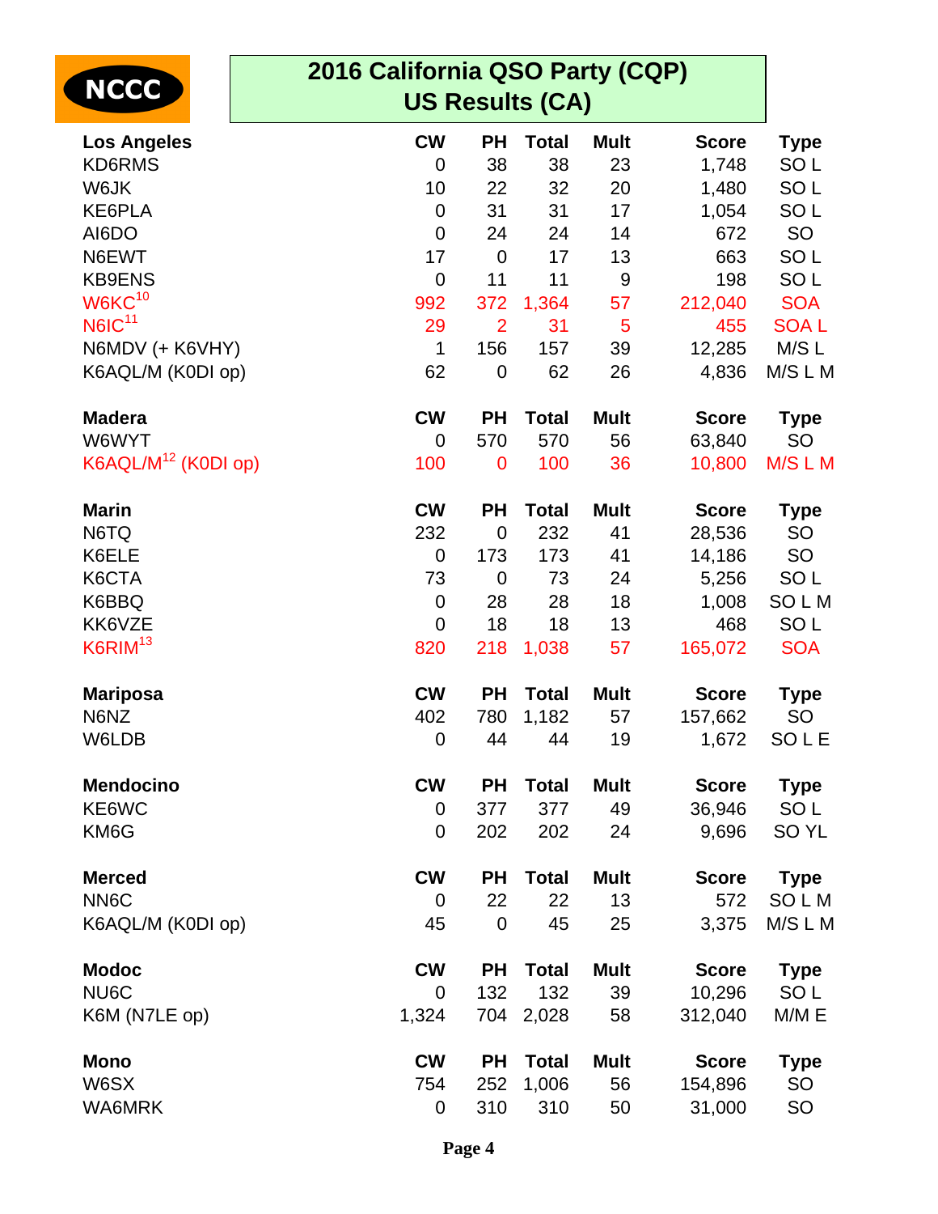NCCC

# 2016 California QSO Party (CQP)
## US Results (CA)

| Los Angeles | CW | PH | Total | Mult | Score | Type |
|---|---|---|---|---|---|---|
| KD6RMS | 0 | 38 | 38 | 23 | 1,748 | SO L |
| W6JK | 10 | 22 | 32 | 20 | 1,480 | SO L |
| KE6PLA | 0 | 31 | 31 | 17 | 1,054 | SO L |
| AI6DO | 0 | 24 | 24 | 14 | 672 | SO |
| N6EWT | 17 | 0 | 17 | 13 | 663 | SO L |
| KB9ENS | 0 | 11 | 11 | 9 | 198 | SO L |
| W6KC[10] | 992 | 372 | 1,364 | 57 | 212,040 | SOA |
| N6IC[11] | 29 | 2 | 31 | 5 | 455 | SOA L |
| N6MDV (+ K6VHY) | 1 | 156 | 157 | 39 | 12,285 | M/S L |
| K6AQL/M (K0DI op) | 62 | 0 | 62 | 26 | 4,836 | M/S L M |

| Madera | CW | PH | Total | Mult | Score | Type |
|---|---|---|---|---|---|---|
| W6WYT | 0 | 570 | 570 | 56 | 63,840 | SO |
| K6AQL/M[12] (K0DI op) | 100 | 0 | 100 | 36 | 10,800 | M/S L M |

| Marin | CW | PH | Total | Mult | Score | Type |
|---|---|---|---|---|---|---|
| N6TQ | 232 | 0 | 232 | 41 | 28,536 | SO |
| K6ELE | 0 | 173 | 173 | 41 | 14,186 | SO |
| K6CTA | 73 | 0 | 73 | 24 | 5,256 | SO L |
| K6BBQ | 0 | 28 | 28 | 18 | 1,008 | SO L M |
| KK6VZE | 0 | 18 | 18 | 13 | 468 | SO L |
| K6RIM[13] | 820 | 218 | 1,038 | 57 | 165,072 | SOA |

| Mariposa | CW | PH | Total | Mult | Score | Type |
|---|---|---|---|---|---|---|
| N6NZ | 402 | 780 | 1,182 | 57 | 157,662 | SO |
| W6LDB | 0 | 44 | 44 | 19 | 1,672 | SO L E |

| Mendocino | CW | PH | Total | Mult | Score | Type |
|---|---|---|---|---|---|---|
| KE6WC | 0 | 377 | 377 | 49 | 36,946 | SO L |
| KM6G | 0 | 202 | 202 | 24 | 9,696 | SO YL |

| Merced | CW | PH | Total | Mult | Score | Type |
|---|---|---|---|---|---|---|
| NN6C | 0 | 22 | 22 | 13 | 572 | SO L M |
| K6AQL/M (K0DI op) | 45 | 0 | 45 | 25 | 3,375 | M/S L M |

| Modoc | CW | PH | Total | Mult | Score | Type |
|---|---|---|---|---|---|---|
| NU6C | 0 | 132 | 132 | 39 | 10,296 | SO L |
| K6M (N7LE op) | 1,324 | 704 | 2,028 | 58 | 312,040 | M/M E |

| Mono | CW | PH | Total | Mult | Score | Type |
|---|---|---|---|---|---|---|
| W6SX | 754 | 252 | 1,006 | 56 | 154,896 | SO |
| WA6MRK | 0 | 310 | 310 | 50 | 31,000 | SO |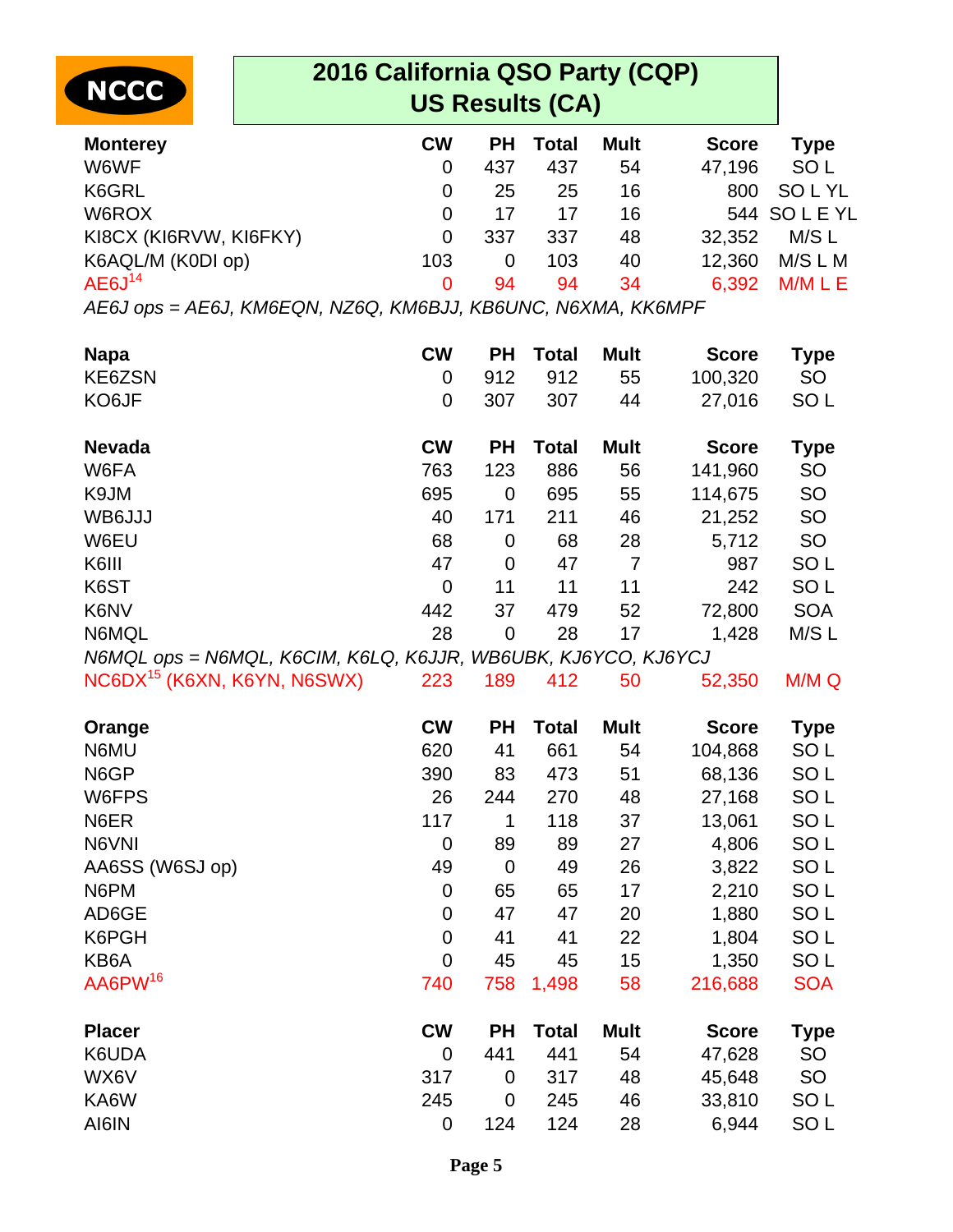NCCC

# 2016 California QSO Party (CQP)
## US Results (CA)

| Monterey | CW | PH | Total | Mult | Score | Type |
|---|---|---|---|---|---|---|
| W6WF | 0 | 437 | 437 | 54 | 47,196 | SO L |
| K6GRL | 0 | 25 | 25 | 16 | 800 | SO L YL |
| W6ROX | 0 | 17 | 17 | 16 | 544 | SO L E YL |
| KI8CX (KI6RVW, KI6FKY) | 0 | 337 | 337 | 48 | 32,352 | M/S L |
| K6AQL/M (K0DI op) | 103 | 0 | 103 | 40 | 12,360 | M/S L M |
| AE6J[14] | 0 | 94 | 94 | 34 | 6,392 | M/M L E |

*AE6J ops = AE6J, KM6EQN, NZ6Q, KM6BJJ, KB6UNC, N6XMA, KK6MPF*

| Napa | CW | PH | Total | Mult | Score | Type |
|---|---|---|---|---|---|---|
| KE6ZSN | 0 | 912 | 912 | 55 | 100,320 | SO |
| KO6JF | 0 | 307 | 307 | 44 | 27,016 | SO L |

| Nevada | CW | PH | Total | Mult | Score | Type |
|---|---|---|---|---|---|---|
| W6FA | 763 | 123 | 886 | 56 | 141,960 | SO |
| K9JM | 695 | 0 | 695 | 55 | 114,675 | SO |
| WB6JJJ | 40 | 171 | 211 | 46 | 21,252 | SO |
| W6EU | 68 | 0 | 68 | 28 | 5,712 | SO |
| K6III | 47 | 0 | 47 | 7 | 987 | SO L |
| K6ST | 0 | 11 | 11 | 11 | 242 | SO L |
| K6NV | 442 | 37 | 479 | 52 | 72,800 | SOA |
| N6MQL | 28 | 0 | 28 | 17 | 1,428 | M/S L |

*N6MQL ops = N6MQL, K6CIM, K6LQ, K6JJR, WB6UBK, KJ6YCO, KJ6YCJ*

| | CW | PH | Total | Mult | Score | Type |
|---|---|---|---|---|---|---|
| NC6DX[15] (K6XN, K6YN, N6SWX) | 223 | 189 | 412 | 50 | 52,350 | M/M Q |

| Orange | CW | PH | Total | Mult | Score | Type |
|---|---|---|---|---|---|---|
| N6MU | 620 | 41 | 661 | 54 | 104,868 | SO L |
| N6GP | 390 | 83 | 473 | 51 | 68,136 | SO L |
| W6FPS | 26 | 244 | 270 | 48 | 27,168 | SO L |
| N6ER | 117 | 1 | 118 | 37 | 13,061 | SO L |
| N6VNI | 0 | 89 | 89 | 27 | 4,806 | SO L |
| AA6SS (W6SJ op) | 49 | 0 | 49 | 26 | 3,822 | SO L |
| N6PM | 0 | 65 | 65 | 17 | 2,210 | SO L |
| AD6GE | 0 | 47 | 47 | 20 | 1,880 | SO L |
| K6PGH | 0 | 41 | 41 | 22 | 1,804 | SO L |
| KB6A | 0 | 45 | 45 | 15 | 1,350 | SO L |
| AA6PW[16] | 740 | 758 | 1,498 | 58 | 216,688 | SOA |

| Placer | CW | PH | Total | Mult | Score | Type |
|---|---|---|---|---|---|---|
| K6UDA | 0 | 441 | 441 | 54 | 47,628 | SO |
| WX6V | 317 | 0 | 317 | 48 | 45,648 | SO |
| KA6W | 245 | 0 | 245 | 46 | 33,810 | SO L |
| AI6IN | 0 | 124 | 124 | 28 | 6,944 | SO L |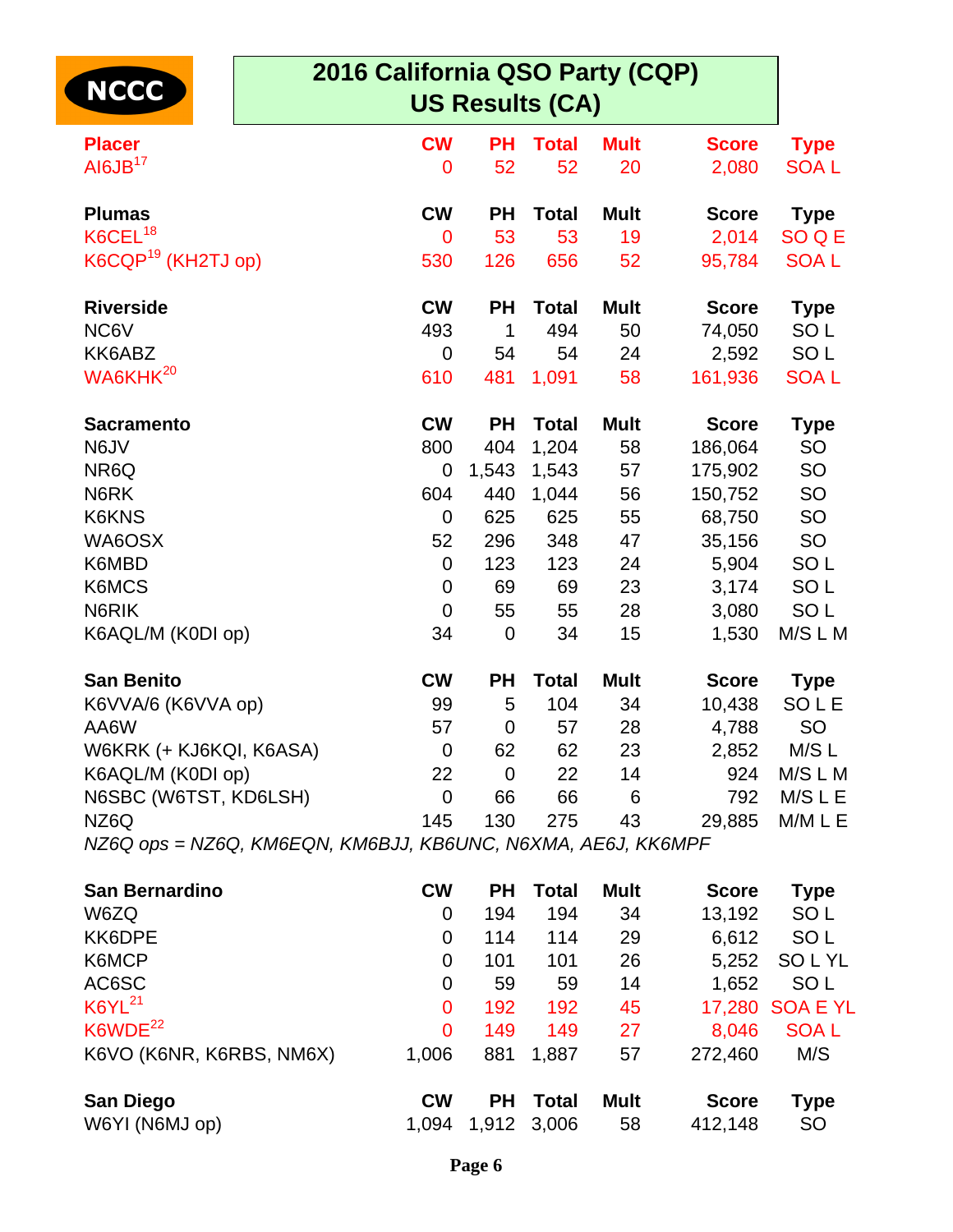NCCC

# 2016 California QSO Party (CQP)
## US Results (CA)

| Placer | CW | PH | Total | Mult | Score | Type |
|---|---|---|---|---|---|---|
| AI6JB[17] | 0 | 52 | 52 | 20 | 2,080 | SOA L |

| Plumas | CW | PH | Total | Mult | Score | Type |
|---|---|---|---|---|---|---|
| K6CEL[18] | 0 | 53 | 53 | 19 | 2,014 | SO Q E |
| K6CQP[19] (KH2TJ op) | 530 | 126 | 656 | 52 | 95,784 | SOA L |

| Riverside | CW | PH | Total | Mult | Score | Type |
|---|---|---|---|---|---|---|
| NC6V | 493 | 1 | 494 | 50 | 74,050 | SO L |
| KK6ABZ | 0 | 54 | 54 | 24 | 2,592 | SO L |
| WA6KHK[20] | 610 | 481 | 1,091 | 58 | 161,936 | SOA L |

| Sacramento | CW | PH | Total | Mult | Score | Type |
|---|---|---|---|---|---|---|
| N6JV | 800 | 404 | 1,204 | 58 | 186,064 | SO |
| NR6Q | 0 | 1,543 | 1,543 | 57 | 175,902 | SO |
| N6RK | 604 | 440 | 1,044 | 56 | 150,752 | SO |
| K6KNS | 0 | 625 | 625 | 55 | 68,750 | SO |
| WA6OSX | 52 | 296 | 348 | 47 | 35,156 | SO |
| K6MBD | 0 | 123 | 123 | 24 | 5,904 | SO L |
| K6MCS | 0 | 69 | 69 | 23 | 3,174 | SO L |
| N6RIK | 0 | 55 | 55 | 28 | 3,080 | SO L |
| K6AQL/M (K0DI op) | 34 | 0 | 34 | 15 | 1,530 | M/S L M |

| San Benito | CW | PH | Total | Mult | Score | Type |
|---|---|---|---|---|---|---|
| K6VVA/6 (K6VVA op) | 99 | 5 | 104 | 34 | 10,438 | SO L E |
| AA6W | 57 | 0 | 57 | 28 | 4,788 | SO |
| W6KRK (+ KJ6KQI, K6ASA) | 0 | 62 | 62 | 23 | 2,852 | M/S L |
| K6AQL/M (K0DI op) | 22 | 0 | 22 | 14 | 924 | M/S L M |
| N6SBC (W6TST, KD6LSH) | 0 | 66 | 66 | 6 | 792 | M/S L E |
| NZ6Q | 145 | 130 | 275 | 43 | 29,885 | M/M L E |

*NZ6Q ops = NZ6Q, KM6EQN, KM6BJJ, KB6UNC, N6XMA, AE6J, KK6MPF*

| San Bernardino | CW | PH | Total | Mult | Score | Type |
|---|---|---|---|---|---|---|
| W6ZQ | 0 | 194 | 194 | 34 | 13,192 | SO L |
| KK6DPE | 0 | 114 | 114 | 29 | 6,612 | SO L |
| K6MCP | 0 | 101 | 101 | 26 | 5,252 | SO L YL |
| AC6SC | 0 | 59 | 59 | 14 | 1,652 | SO L |
| K6YL[21] | 0 | 192 | 192 | 45 | 17,280 | SOA E YL |
| K6WDE[22] | 0 | 149 | 149 | 27 | 8,046 | SOA L |
| K6VO (K6NR, K6RBS, NM6X) | 1,006 | 881 | 1,887 | 57 | 272,460 | M/S |

| San Diego | CW | PH | Total | Mult | Score | Type |
|---|---|---|---|---|---|---|
| W6YI (N6MJ op) | 1,094 | 1,912 | 3,006 | 58 | 412,148 | SO |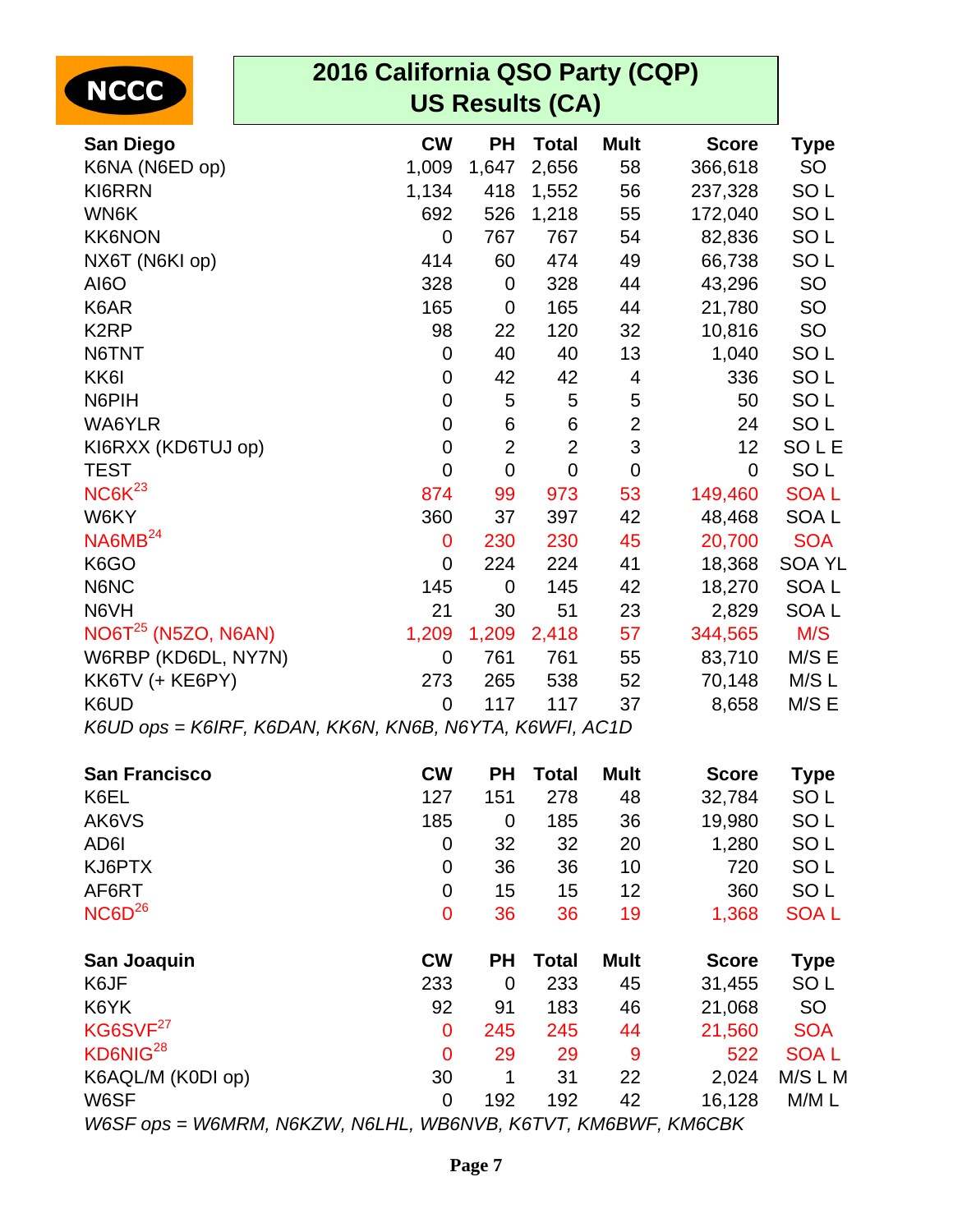NCCC

## 2016 California QSO Party (CQP)
## US Results (CA)

| San Diego | CW | PH | Total | Mult | Score | Type |
|---|---|---|---|---|---|---|
| K6NA (N6ED op) | 1,009 | 1,647 | 2,656 | 58 | 366,618 | SO |
| KI6RRN | 1,134 | 418 | 1,552 | 56 | 237,328 | SO L |
| WN6K | 692 | 526 | 1,218 | 55 | 172,040 | SO L |
| KK6NON | 0 | 767 | 767 | 54 | 82,836 | SO L |
| NX6T (N6KI op) | 414 | 60 | 474 | 49 | 66,738 | SO L |
| AI6O | 328 | 0 | 328 | 44 | 43,296 | SO |
| K6AR | 165 | 0 | 165 | 44 | 21,780 | SO |
| K2RP | 98 | 22 | 120 | 32 | 10,816 | SO |
| N6TNT | 0 | 40 | 40 | 13 | 1,040 | SO L |
| KK6I | 0 | 42 | 42 | 4 | 336 | SO L |
| N6PIH | 0 | 5 | 5 | 5 | 50 | SO L |
| WA6YLR | 0 | 6 | 6 | 2 | 24 | SO L |
| KI6RXX (KD6TUJ op) | 0 | 2 | 2 | 3 | 12 | SO L E |
| TEST | 0 | 0 | 0 | 0 | 0 | SO L |
| NC6K[23] | 874 | 99 | 973 | 53 | 149,460 | SOA L |
| W6KY | 360 | 37 | 397 | 42 | 48,468 | SOA L |
| NA6MB[24] | 0 | 230 | 230 | 45 | 20,700 | SOA |
| K6GO | 0 | 224 | 224 | 41 | 18,368 | SOA YL |
| N6NC | 145 | 0 | 145 | 42 | 18,270 | SOA L |
| N6VH | 21 | 30 | 51 | 23 | 2,829 | SOA L |
| NO6T[25] (N5ZO, N6AN) | 1,209 | 1,209 | 2,418 | 57 | 344,565 | M/S |
| W6RBP (KD6DL, NY7N) | 0 | 761 | 761 | 55 | 83,710 | M/S E |
| KK6TV (+ KE6PY) | 273 | 265 | 538 | 52 | 70,148 | M/S L |
| K6UD | 0 | 117 | 117 | 37 | 8,658 | M/S E |

*K6UD ops = K6IRF, K6DAN, KK6N, KN6B, N6YTA, K6WFI, AC1D*

| San Francisco | CW | PH | Total | Mult | Score | Type |
|---|---|---|---|---|---|---|
| K6EL | 127 | 151 | 278 | 48 | 32,784 | SO L |
| AK6VS | 185 | 0 | 185 | 36 | 19,980 | SO L |
| AD6I | 0 | 32 | 32 | 20 | 1,280 | SO L |
| KJ6PTX | 0 | 36 | 36 | 10 | 720 | SO L |
| AF6RT | 0 | 15 | 15 | 12 | 360 | SO L |
| NC6D[26] | 0 | 36 | 36 | 19 | 1,368 | SOA L |

| San Joaquin | CW | PH | Total | Mult | Score | Type |
|---|---|---|---|---|---|---|
| K6JF | 233 | 0 | 233 | 45 | 31,455 | SO L |
| K6YK | 92 | 91 | 183 | 46 | 21,068 | SO |
| KG6SVF[27] | 0 | 245 | 245 | 44 | 21,560 | SOA |
| KD6NIG[28] | 0 | 29 | 29 | 9 | 522 | SOA L |
| K6AQL/M (K0DI op) | 30 | 1 | 31 | 22 | 2,024 | M/S L M |
| W6SF | 0 | 192 | 192 | 42 | 16,128 | M/M L |

*W6SF ops = W6MRM, N6KZW, N6LHL, WB6NVB, K6TVT, KM6BWF, KM6CBK*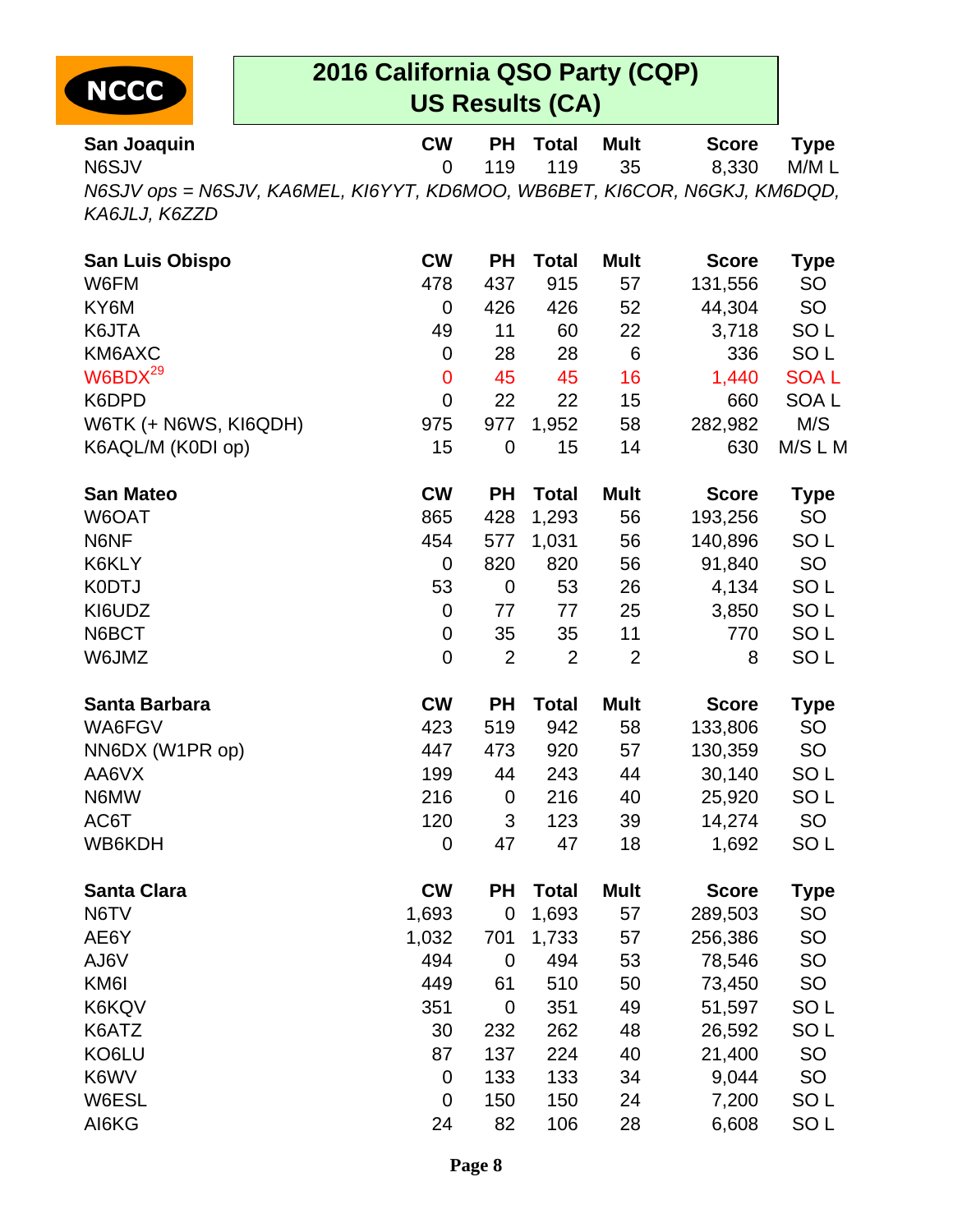# 2016 California QSO Party (CQP)
## US Results (CA)

| San Joaquin | CW | PH | Total | Mult | Score | Type |
|---|---|---|---|---|---|---|
| N6SJV | 0 | 119 | 119 | 35 | 8,330 | M/M L |

*N6SJV ops = N6SJV, KA6MEL, KI6YYT, KD6MOO, WB6BET, KI6COR, N6GKJ, KM6DQD, KA6JLJ, K6ZZD*

| San Luis Obispo | CW | PH | Total | Mult | Score | Type |
|---|---|---|---|---|---|---|
| W6FM | 478 | 437 | 915 | 57 | 131,556 | SO |
| KY6M | 0 | 426 | 426 | 52 | 44,304 | SO |
| K6JTA | 49 | 11 | 60 | 22 | 3,718 | SO L |
| KM6AXC | 0 | 28 | 28 | 6 | 336 | SO L |
| W6BDX[29] | 0 | 45 | 45 | 16 | 1,440 | SOA L |
| K6DPD | 0 | 22 | 22 | 15 | 660 | SOA L |
| W6TK (+ N6WS, KI6QDH) | 975 | 977 | 1,952 | 58 | 282,982 | M/S |
| K6AQL/M (K0DI op) | 15 | 0 | 15 | 14 | 630 | M/S L M |

| San Mateo | CW | PH | Total | Mult | Score | Type |
|---|---|---|---|---|---|---|
| W6OAT | 865 | 428 | 1,293 | 56 | 193,256 | SO |
| N6NF | 454 | 577 | 1,031 | 56 | 140,896 | SO L |
| K6KLY | 0 | 820 | 820 | 56 | 91,840 | SO |
| K0DTJ | 53 | 0 | 53 | 26 | 4,134 | SO L |
| KI6UDZ | 0 | 77 | 77 | 25 | 3,850 | SO L |
| N6BCT | 0 | 35 | 35 | 11 | 770 | SO L |
| W6JMZ | 0 | 2 | 2 | 2 | 8 | SO L |

| Santa Barbara | CW | PH | Total | Mult | Score | Type |
|---|---|---|---|---|---|---|
| WA6FGV | 423 | 519 | 942 | 58 | 133,806 | SO |
| NN6DX (W1PR op) | 447 | 473 | 920 | 57 | 130,359 | SO |
| AA6VX | 199 | 44 | 243 | 44 | 30,140 | SO L |
| N6MW | 216 | 0 | 216 | 40 | 25,920 | SO L |
| AC6T | 120 | 3 | 123 | 39 | 14,274 | SO |
| WB6KDH | 0 | 47 | 47 | 18 | 1,692 | SO L |

| Santa Clara | CW | PH | Total | Mult | Score | Type |
|---|---|---|---|---|---|---|
| N6TV | 1,693 | 0 | 1,693 | 57 | 289,503 | SO |
| AE6Y | 1,032 | 701 | 1,733 | 57 | 256,386 | SO |
| AJ6V | 494 | 0 | 494 | 53 | 78,546 | SO |
| KM6I | 449 | 61 | 510 | 50 | 73,450 | SO |
| K6KQV | 351 | 0 | 351 | 49 | 51,597 | SO L |
| K6ATZ | 30 | 232 | 262 | 48 | 26,592 | SO L |
| KO6LU | 87 | 137 | 224 | 40 | 21,400 | SO |
| K6WV | 0 | 133 | 133 | 34 | 9,044 | SO |
| W6ESL | 0 | 150 | 150 | 24 | 7,200 | SO L |
| AI6KG | 24 | 82 | 106 | 28 | 6,608 | SO L |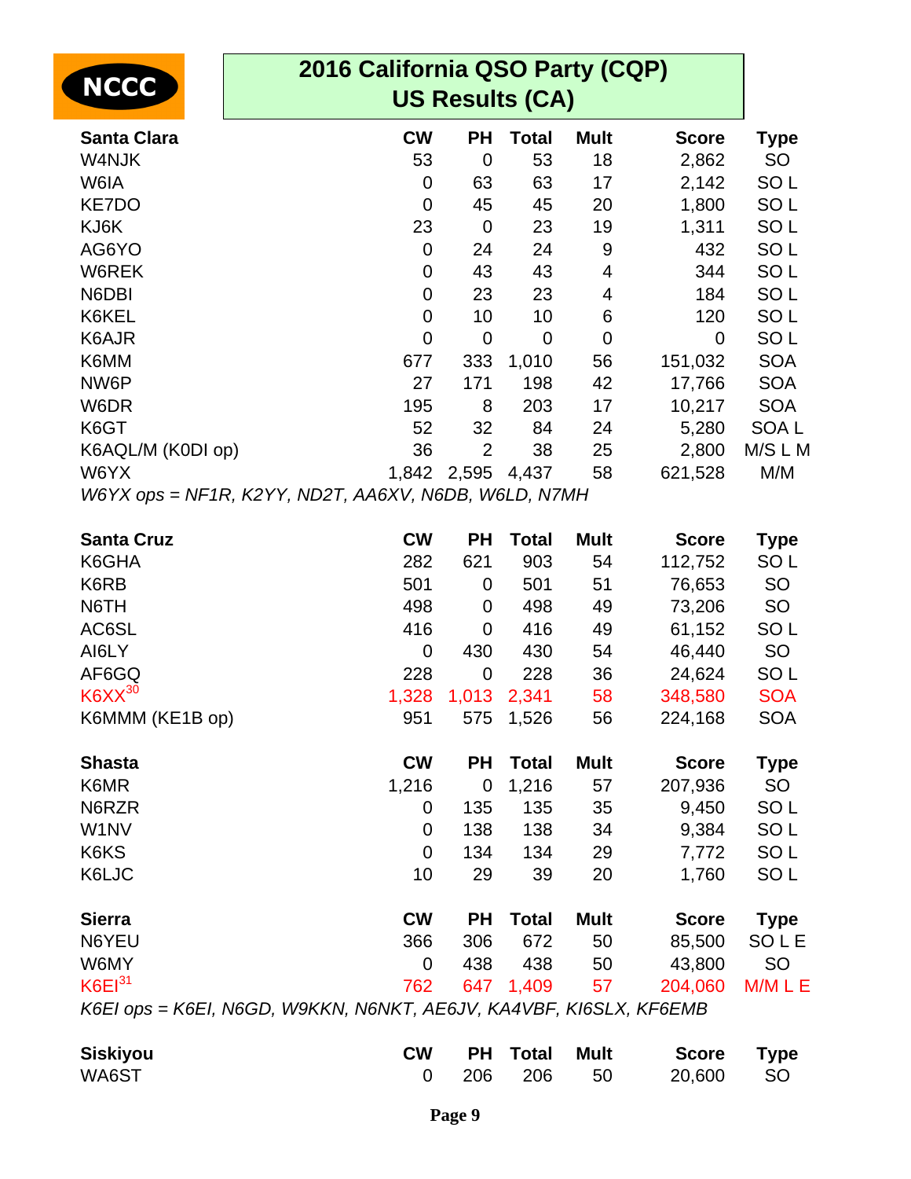# 2016 California QSO Party (CQP)
## US Results (CA)

| Santa Clara | CW | PH | Total | Mult | Score | Type |
|---|---|---|---|---|---|---|
| W4NJK | 53 | 0 | 53 | 18 | 2,862 | SO |
| W6IA | 0 | 63 | 63 | 17 | 2,142 | SO L |
| KE7DO | 0 | 45 | 45 | 20 | 1,800 | SO L |
| KJ6K | 23 | 0 | 23 | 19 | 1,311 | SO L |
| AG6YO | 0 | 24 | 24 | 9 | 432 | SO L |
| W6REK | 0 | 43 | 43 | 4 | 344 | SO L |
| N6DBI | 0 | 23 | 23 | 4 | 184 | SO L |
| K6KEL | 0 | 10 | 10 | 6 | 120 | SO L |
| K6AJR | 0 | 0 | 0 | 0 | 0 | SO L |
| K6MM | 677 | 333 | 1,010 | 56 | 151,032 | SOA |
| NW6P | 27 | 171 | 198 | 42 | 17,766 | SOA |
| W6DR | 195 | 8 | 203 | 17 | 10,217 | SOA |
| K6GT | 52 | 32 | 84 | 24 | 5,280 | SOA L |
| K6AQL/M (K0DI op) | 36 | 2 | 38 | 25 | 2,800 | M/S L M |
| W6YX | 1,842 | 2,595 | 4,437 | 58 | 621,528 | M/M |

*W6YX ops = NF1R, K2YY, ND2T, AA6XV, N6DB, W6LD, N7MH*

| Santa Cruz | CW | PH | Total | Mult | Score | Type |
|---|---|---|---|---|---|---|
| K6GHA | 282 | 621 | 903 | 54 | 112,752 | SO L |
| K6RB | 501 | 0 | 501 | 51 | 76,653 | SO |
| N6TH | 498 | 0 | 498 | 49 | 73,206 | SO |
| AC6SL | 416 | 0 | 416 | 49 | 61,152 | SO L |
| AI6LY | 0 | 430 | 430 | 54 | 46,440 | SO |
| AF6GQ | 228 | 0 | 228 | 36 | 24,624 | SO L |
| K6XX[30] | 1,328 | 1,013 | 2,341 | 58 | 348,580 | SOA |
| K6MMM (KE1B op) | 951 | 575 | 1,526 | 56 | 224,168 | SOA |

| Shasta | CW | PH | Total | Mult | Score | Type |
|---|---|---|---|---|---|---|
| K6MR | 1,216 | 0 | 1,216 | 57 | 207,936 | SO |
| N6RZR | 0 | 135 | 135 | 35 | 9,450 | SO L |
| W1NV | 0 | 138 | 138 | 34 | 9,384 | SO L |
| K6KS | 0 | 134 | 134 | 29 | 7,772 | SO L |
| K6LJC | 10 | 29 | 39 | 20 | 1,760 | SO L |

| Sierra | CW | PH | Total | Mult | Score | Type |
|---|---|---|---|---|---|---|
| N6YEU | 366 | 306 | 672 | 50 | 85,500 | SO L E |
| W6MY | 0 | 438 | 438 | 50 | 43,800 | SO |
| K6EI[31] | 762 | 647 | 1,409 | 57 | 204,060 | M/M L E |

*K6EI ops = K6EI, N6GD, W9KKN, N6NKT, AE6JV, KA4VBF, KI6SLX, KF6EMB*

| Siskiyou | CW | PH | Total | Mult | Score | Type |
|---|---|---|---|---|---|---|
| WA6ST | 0 | 206 | 206 | 50 | 20,600 | SO |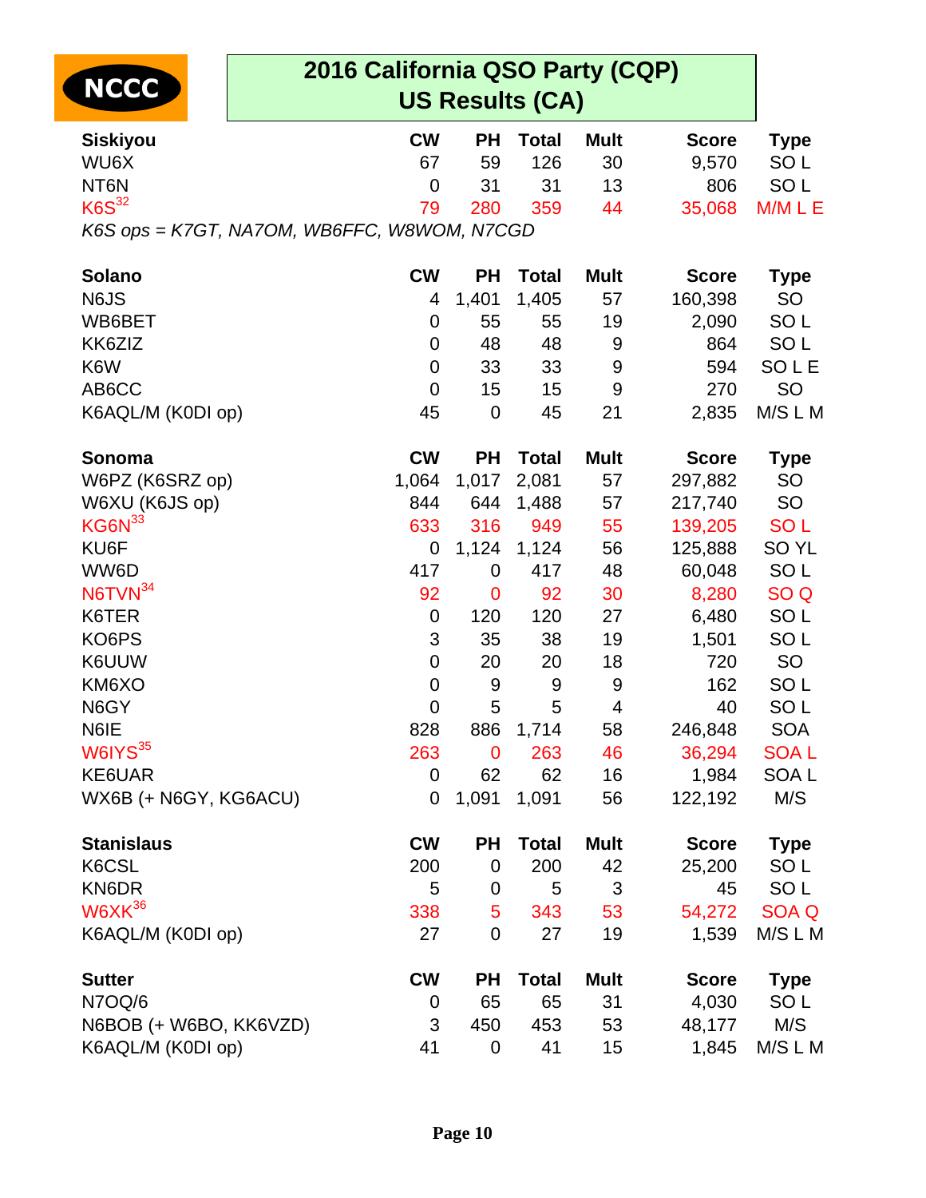NCCC

# 2016 California QSO Party (CQP)
## US Results (CA)

| Siskiyou | CW | PH | Total | Mult | Score | Type |
|---|---|---|---|---|---|---|
| WU6X | 67 | 59 | 126 | 30 | 9,570 | SO L |
| NT6N | 0 | 31 | 31 | 13 | 806 | SO L |
| K6S[32] | 79 | 280 | 359 | 44 | 35,068 | M/M L E |

*K6S ops = K7GT, NA7OM, WB6FFC, W8WOM, N7CGD*

| Solano | CW | PH | Total | Mult | Score | Type |
|---|---|---|---|---|---|---|
| N6JS | 4 | 1,401 | 1,405 | 57 | 160,398 | SO |
| WB6BET | 0 | 55 | 55 | 19 | 2,090 | SO L |
| KK6ZIZ | 0 | 48 | 48 | 9 | 864 | SO L |
| K6W | 0 | 33 | 33 | 9 | 594 | SO L E |
| AB6CC | 0 | 15 | 15 | 9 | 270 | SO |
| K6AQL/M (K0DI op) | 45 | 0 | 45 | 21 | 2,835 | M/S L M |

| Sonoma | CW | PH | Total | Mult | Score | Type |
|---|---|---|---|---|---|---|
| W6PZ (K6SRZ op) | 1,064 | 1,017 | 2,081 | 57 | 297,882 | SO |
| W6XU (K6JS op) | 844 | 644 | 1,488 | 57 | 217,740 | SO |
| KG6N[33] | 633 | 316 | 949 | 55 | 139,205 | SO L |
| KU6F | 0 | 1,124 | 1,124 | 56 | 125,888 | SO YL |
| WW6D | 417 | 0 | 417 | 48 | 60,048 | SO L |
| N6TVN[34] | 92 | 0 | 92 | 30 | 8,280 | SO Q |
| K6TER | 0 | 120 | 120 | 27 | 6,480 | SO L |
| KO6PS | 3 | 35 | 38 | 19 | 1,501 | SO L |
| K6UUW | 0 | 20 | 20 | 18 | 720 | SO |
| KM6XO | 0 | 9 | 9 | 9 | 162 | SO L |
| N6GY | 0 | 5 | 5 | 4 | 40 | SO L |
| N6IE | 828 | 886 | 1,714 | 58 | 246,848 | SOA |
| W6IYS[35] | 263 | 0 | 263 | 46 | 36,294 | SOA L |
| KE6UAR | 0 | 62 | 62 | 16 | 1,984 | SOA L |
| WX6B (+ N6GY, KG6ACU) | 0 | 1,091 | 1,091 | 56 | 122,192 | M/S |

| Stanislaus | CW | PH | Total | Mult | Score | Type |
|---|---|---|---|---|---|---|
| K6CSL | 200 | 0 | 200 | 42 | 25,200 | SO L |
| KN6DR | 5 | 0 | 5 | 3 | 45 | SO L |
| W6XK[36] | 338 | 5 | 343 | 53 | 54,272 | SOA Q |
| K6AQL/M (K0DI op) | 27 | 0 | 27 | 19 | 1,539 | M/S L M |

| Sutter | CW | PH | Total | Mult | Score | Type |
|---|---|---|---|---|---|---|
| N7OQ/6 | 0 | 65 | 65 | 31 | 4,030 | SO L |
| N6BOB (+ W6BO, KK6VZD) | 3 | 450 | 453 | 53 | 48,177 | M/S |
| K6AQL/M (K0DI op) | 41 | 0 | 41 | 15 | 1,845 | M/S L M |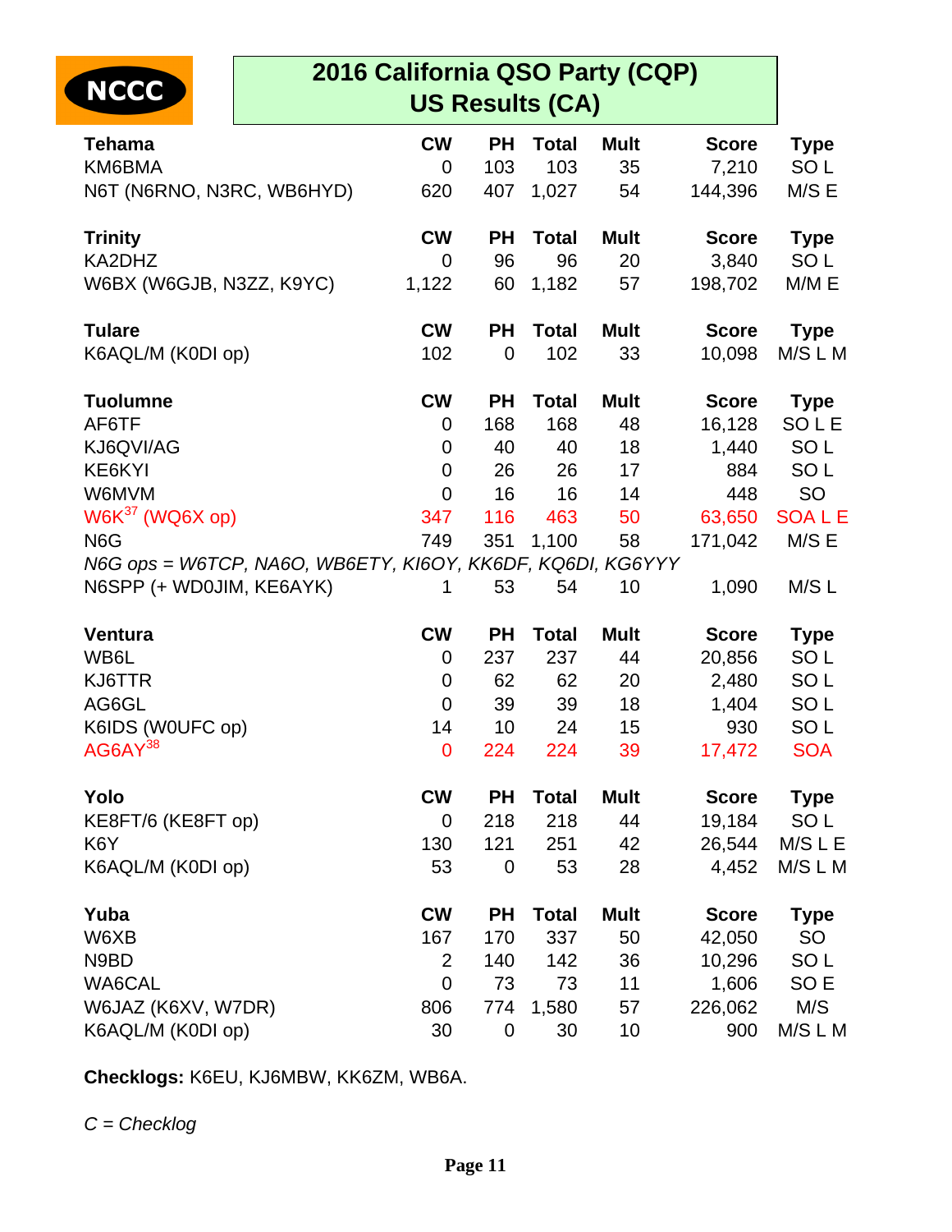NCCC

# 2016 California QSO Party (CQP)
## US Results (CA)

| Tehama | CW | PH | Total | Mult | Score | Type |
|---|---|---|---|---|---|---|
| KM6BMA | 0 | 103 | 103 | 35 | 7,210 | SO L |
| N6T (N6RNO, N3RC, WB6HYD) | 620 | 407 | 1,027 | 54 | 144,396 | M/S E |

| Trinity | CW | PH | Total | Mult | Score | Type |
|---|---|---|---|---|---|---|
| KA2DHZ | 0 | 96 | 96 | 20 | 3,840 | SO L |
| W6BX (W6GJB, N3ZZ, K9YC) | 1,122 | 60 | 1,182 | 57 | 198,702 | M/M E |

| Tulare | CW | PH | Total | Mult | Score | Type |
|---|---|---|---|---|---|---|
| K6AQL/M (K0DI op) | 102 | 0 | 102 | 33 | 10,098 | M/S L M |

| Tuolumne | CW | PH | Total | Mult | Score | Type |
|---|---|---|---|---|---|---|
| AF6TF | 0 | 168 | 168 | 48 | 16,128 | SO L E |
| KJ6QVI/AG | 0 | 40 | 40 | 18 | 1,440 | SO L |
| KE6KYI | 0 | 26 | 26 | 17 | 884 | SO L |
| W6MVM | 0 | 16 | 16 | 14 | 448 | SO |
| W6K[37] (WQ6X op) | 347 | 116 | 463 | 50 | 63,650 | SOA L E |
| N6G | 749 | 351 | 1,100 | 58 | 171,042 | M/S E |
| *N6G ops = W6TCP, NA6O, WB6ETY, KI6OY, KK6DF, KQ6DI, KG6YYY* | | | | | | |
| N6SPP (+ WD0JIM, KE6AYK) | 1 | 53 | 54 | 10 | 1,090 | M/S L |

| Ventura | CW | PH | Total | Mult | Score | Type |
|---|---|---|---|---|---|---|
| WB6L | 0 | 237 | 237 | 44 | 20,856 | SO L |
| KJ6TTR | 0 | 62 | 62 | 20 | 2,480 | SO L |
| AG6GL | 0 | 39 | 39 | 18 | 1,404 | SO L |
| K6IDS (W0UFC op) | 14 | 10 | 24 | 15 | 930 | SO L |
| AG6AY[38] | 0 | 224 | 224 | 39 | 17,472 | SOA |

| Yolo | CW | PH | Total | Mult | Score | Type |
|---|---|---|---|---|---|---|
| KE8FT/6 (KE8FT op) | 0 | 218 | 218 | 44 | 19,184 | SO L |
| K6Y | 130 | 121 | 251 | 42 | 26,544 | M/S L E |
| K6AQL/M (K0DI op) | 53 | 0 | 53 | 28 | 4,452 | M/S L M |

| Yuba | CW | PH | Total | Mult | Score | Type |
|---|---|---|---|---|---|---|
| W6XB | 167 | 170 | 337 | 50 | 42,050 | SO |
| N9BD | 2 | 140 | 142 | 36 | 10,296 | SO L |
| WA6CAL | 0 | 73 | 73 | 11 | 1,606 | SO E |
| W6JAZ (K6XV, W7DR) | 806 | 774 | 1,580 | 57 | 226,062 | M/S |
| K6AQL/M (K0DI op) | 30 | 0 | 30 | 10 | 900 | M/S L M |

**Checklogs:** K6EU, KJ6MBW, KK6ZM, WB6A.

*C = Checklog*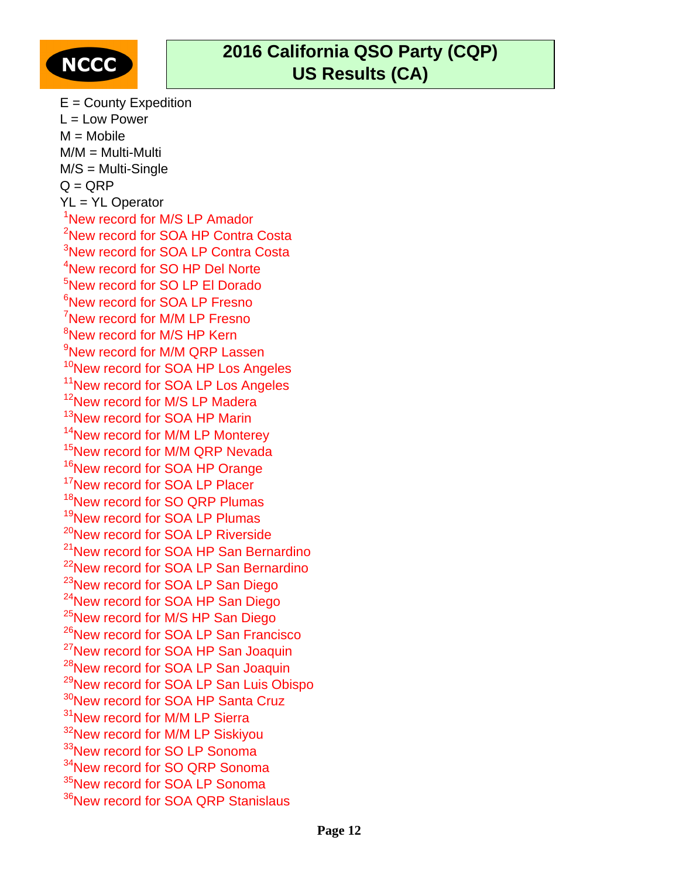NCCC

# 2016 California QSO Party (CQP)
## US Results (CA)

E = County Expedition
L = Low Power
M = Mobile
M/M = Multi-Multi
M/S = Multi-Single
Q = QRP
YL = YL Operator

[1]New record for M/S LP Amador
[2]New record for SOA HP Contra Costa
[3]New record for SOA LP Contra Costa
[4]New record for SO HP Del Norte
[5]New record for SO LP El Dorado
[6]New record for SOA LP Fresno
[7]New record for M/M LP Fresno
[8]New record for M/S HP Kern
[9]New record for M/M QRP Lassen
[10]New record for SOA HP Los Angeles
[11]New record for SOA LP Los Angeles
[12]New record for M/S LP Madera
[13]New record for SOA HP Marin
[14]New record for M/M LP Monterey
[15]New record for M/M QRP Nevada
[16]New record for SOA HP Orange
[17]New record for SOA LP Placer
[18]New record for SO QRP Plumas
[19]New record for SOA LP Plumas
[20]New record for SOA LP Riverside
[21]New record for SOA HP San Bernardino
[22]New record for SOA LP San Bernardino
[23]New record for SOA LP San Diego
[24]New record for SOA HP San Diego
[25]New record for M/S HP San Diego
[26]New record for SOA LP San Francisco
[27]New record for SOA HP San Joaquin
[28]New record for SOA LP San Joaquin
[29]New record for SOA LP San Luis Obispo
[30]New record for SOA HP Santa Cruz
[31]New record for M/M LP Sierra
[32]New record for M/M LP Siskiyou
[33]New record for SO LP Sonoma
[34]New record for SO QRP Sonoma
[35]New record for SOA LP Sonoma
[36]New record for SOA QRP Stanislaus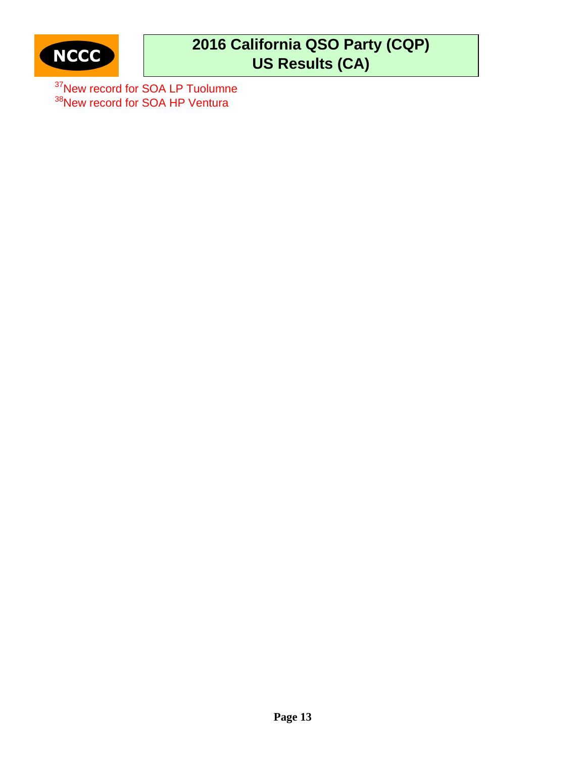[37]New record for SOA LP Tuolumne
[38]New record for SOA HP Ventura